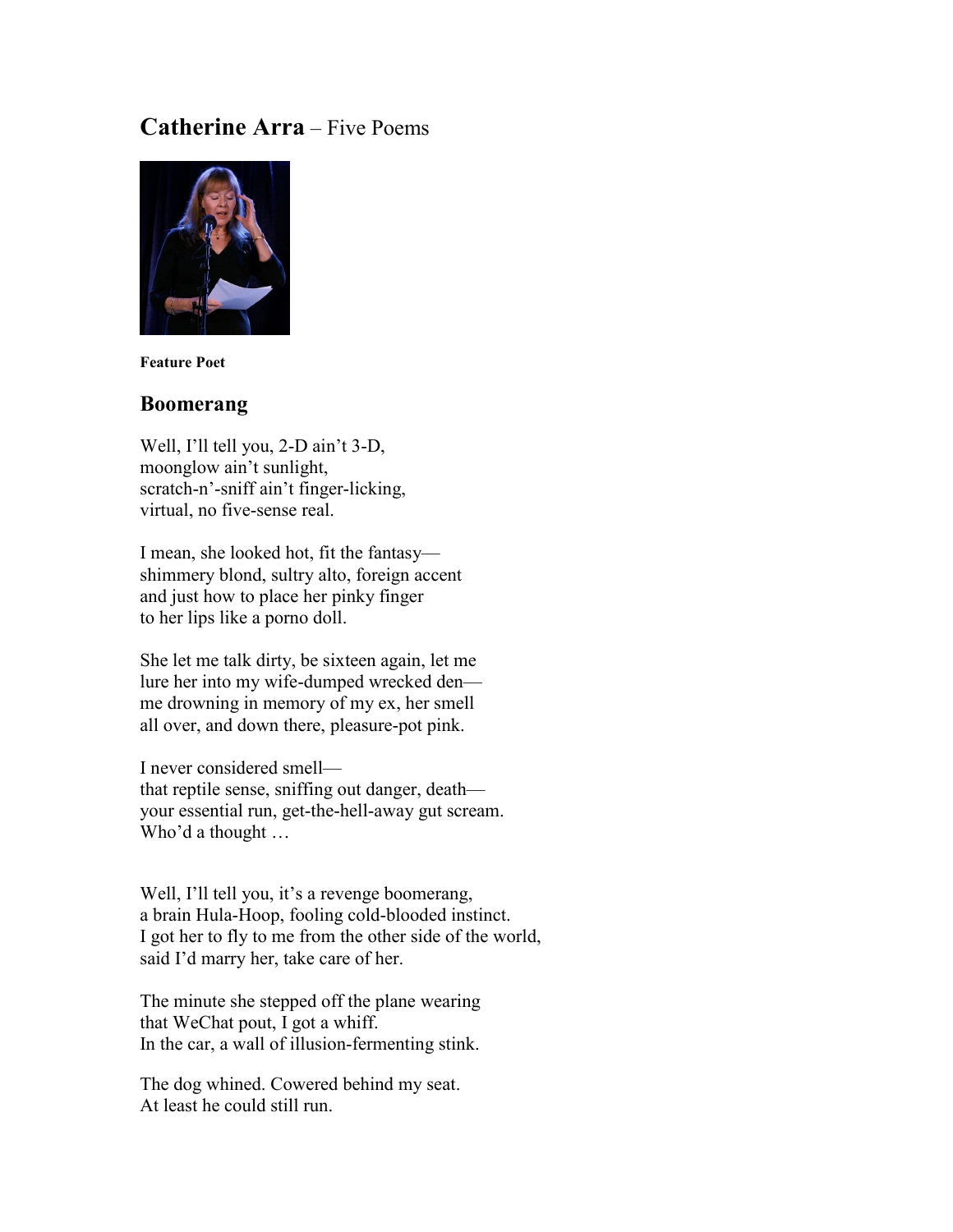# **Catherine Arra** – Five Poems

**Feature Poet**

## Boomerang

Well, I'll tell you, 2-D ain't 3-D,
moonglow ain't sunlight,
scratch-n'-sniff ain't finger-licking,
virtual, no five-sense real.

I mean, she looked hot, fit the fantasy—
shimmery blond, sultry alto, foreign accent
and just how to place her pinky finger
to her lips like a porno doll.

She let me talk dirty, be sixteen again, let me
lure her into my wife-dumped wrecked den—
me drowning in memory of my ex, her smell
all over, and down there, pleasure-pot pink.

I never considered smell—
that reptile sense, sniffing out danger, death—
your essential run, get-the-hell-away gut scream.
Who'd a thought …

Well, I'll tell you, it's a revenge boomerang,
a brain Hula-Hoop, fooling cold-blooded instinct.
I got her to fly to me from the other side of the world,
said I'd marry her, take care of her.

The minute she stepped off the plane wearing
that WeChat pout, I got a whiff.
In the car, a wall of illusion-fermenting stink.

The dog whined. Cowered behind my seat.
At least he could still run.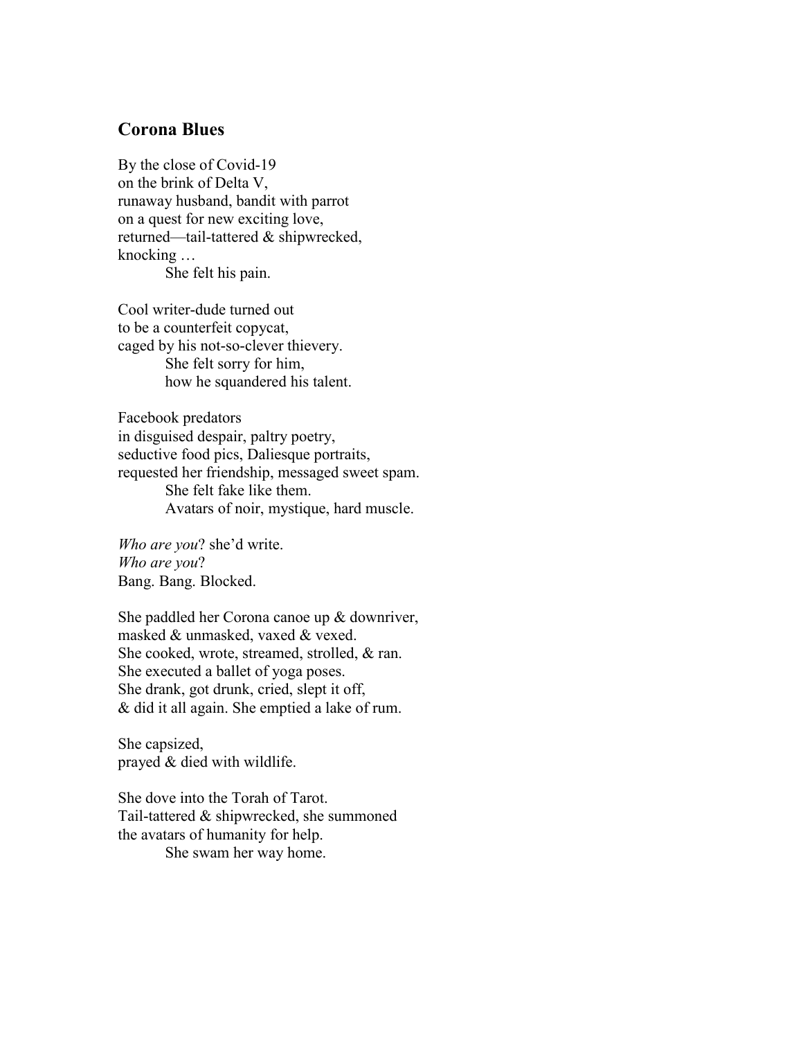## Corona Blues

By the close of Covid-19  
on the brink of Delta V,  
runaway husband, bandit with parrot  
on a quest for new exciting love,  
returned—tail-tattered & shipwrecked,  
knocking …  
&emsp;&emsp;&emsp;She felt his pain.

Cool writer-dude turned out  
to be a counterfeit copycat,  
caged by his not-so-clever thievery.  
&emsp;&emsp;&emsp;She felt sorry for him,  
&emsp;&emsp;&emsp;how he squandered his talent.

Facebook predators  
in disguised despair, paltry poetry,  
seductive food pics, Daliesque portraits,  
requested her friendship, messaged sweet spam.  
&emsp;&emsp;&emsp;She felt fake like them.  
&emsp;&emsp;&emsp;Avatars of noir, mystique, hard muscle.

*Who are you*? she'd write.  
*Who are you*?  
Bang. Bang. Blocked.

She paddled her Corona canoe up & downriver,  
masked & unmasked, vaxed & vexed.  
She cooked, wrote, streamed, strolled, & ran.  
She executed a ballet of yoga poses.  
She drank, got drunk, cried, slept it off,  
& did it all again. She emptied a lake of rum.

She capsized,  
prayed & died with wildlife.

She dove into the Torah of Tarot.  
Tail-tattered & shipwrecked, she summoned  
the avatars of humanity for help.  
&emsp;&emsp;&emsp;She swam her way home.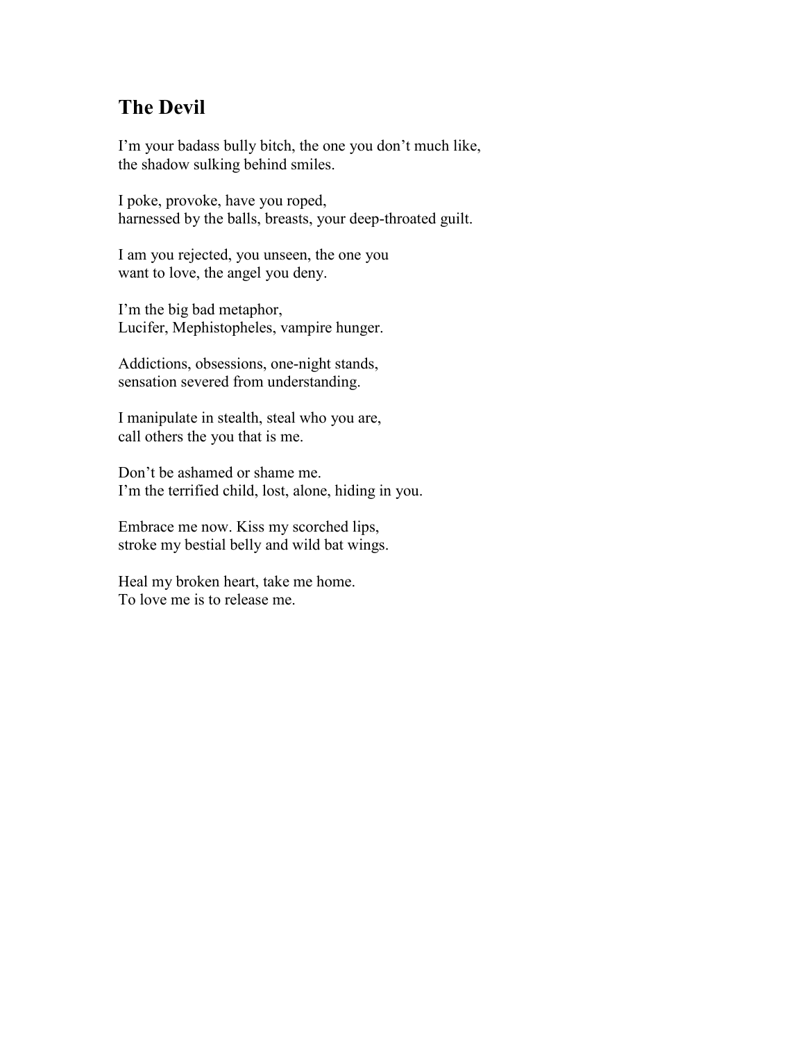## The Devil

I'm your badass bully bitch, the one you don't much like,
the shadow sulking behind smiles.

I poke, provoke, have you roped,
harnessed by the balls, breasts, your deep-throated guilt.

I am you rejected, you unseen, the one you
want to love, the angel you deny.

I'm the big bad metaphor,
Lucifer, Mephistopheles, vampire hunger.

Addictions, obsessions, one-night stands,
sensation severed from understanding.

I manipulate in stealth, steal who you are,
call others the you that is me.

Don't be ashamed or shame me.
I'm the terrified child, lost, alone, hiding in you.

Embrace me now. Kiss my scorched lips,
stroke my bestial belly and wild bat wings.

Heal my broken heart, take me home.
To love me is to release me.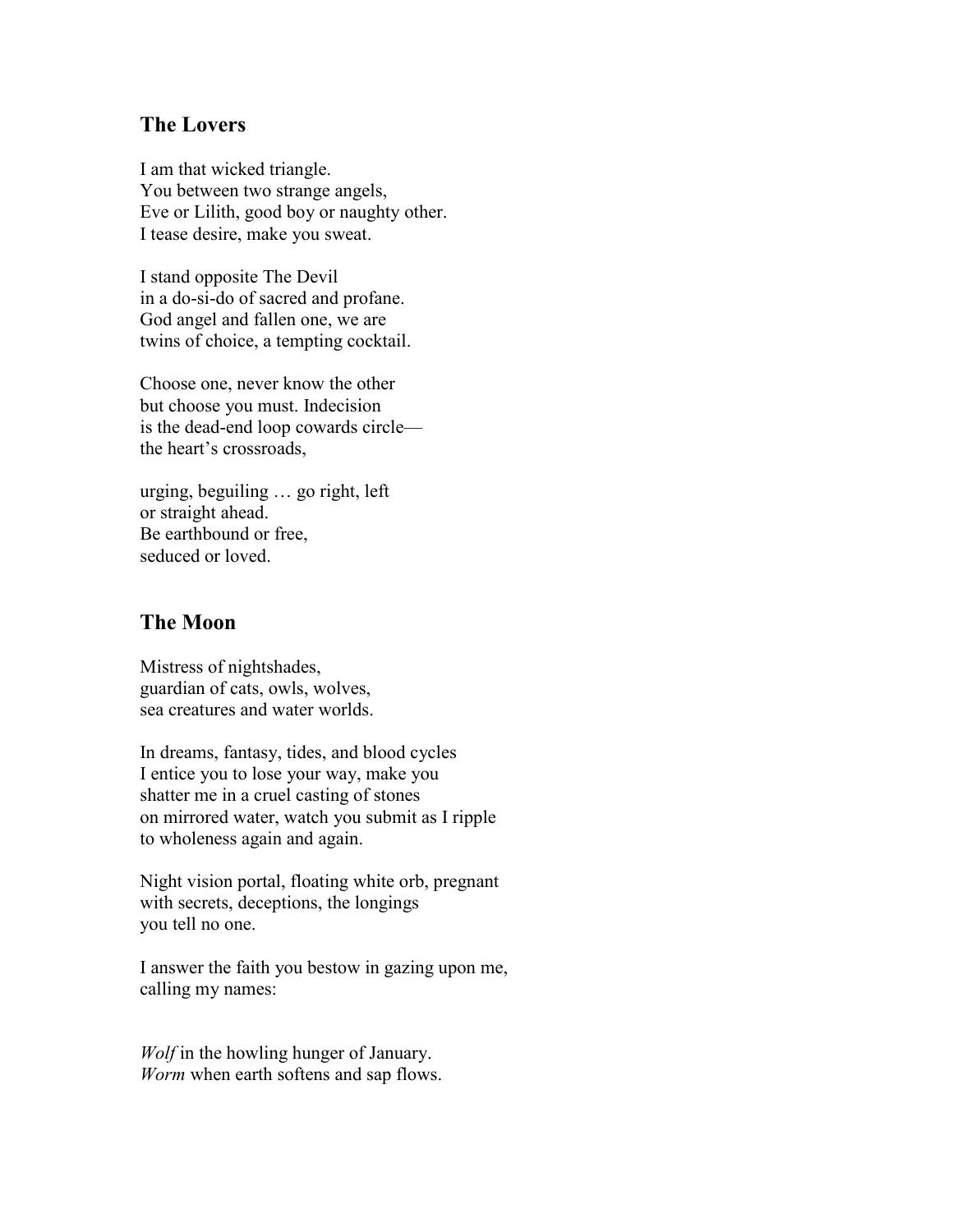## The Lovers

I am that wicked triangle.
You between two strange angels,
Eve or Lilith, good boy or naughty other.
I tease desire, make you sweat.

I stand opposite The Devil
in a do-si-do of sacred and profane.
God angel and fallen one, we are
twins of choice, a tempting cocktail.

Choose one, never know the other
but choose you must. Indecision
is the dead-end loop cowards circle—
the heart's crossroads,

urging, beguiling … go right, left
or straight ahead.
Be earthbound or free,
seduced or loved.

## The Moon

Mistress of nightshades,
guardian of cats, owls, wolves,
sea creatures and water worlds.

In dreams, fantasy, tides, and blood cycles
I entice you to lose your way, make you
shatter me in a cruel casting of stones
on mirrored water, watch you submit as I ripple
to wholeness again and again.

Night vision portal, floating white orb, pregnant
with secrets, deceptions, the longings
you tell no one.

I answer the faith you bestow in gazing upon me,
calling my names:

*Wolf* in the howling hunger of January.
*Worm* when earth softens and sap flows.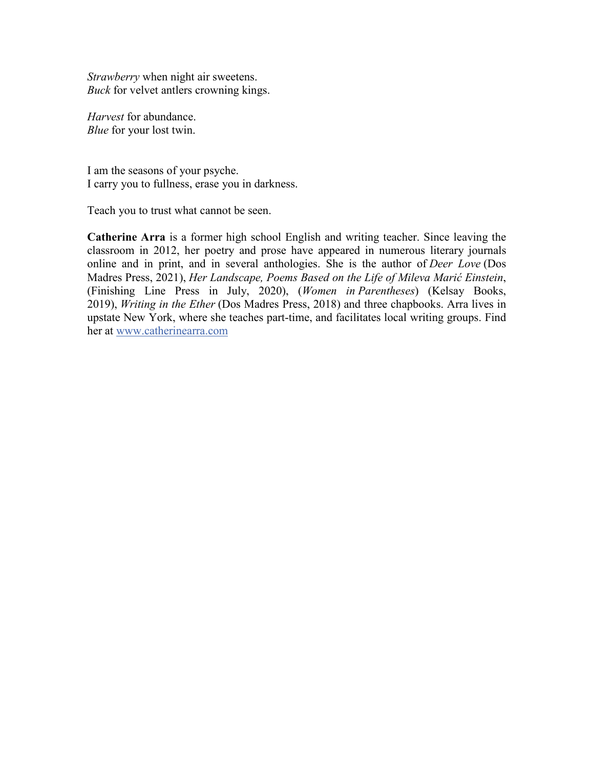*Strawberry* when night air sweetens.
*Buck* for velvet antlers crowning kings.

*Harvest* for abundance.
*Blue* for your lost twin.

I am the seasons of your psyche.
I carry you to fullness, erase you in darkness.

Teach you to trust what cannot be seen.

**Catherine Arra** is a former high school English and writing teacher. Since leaving the classroom in 2012, her poetry and prose have appeared in numerous literary journals online and in print, and in several anthologies. She is the author of *Deer Love* (Dos Madres Press, 2021), *Her Landscape, Poems Based on the Life of Mileva Marić Einstein*, (Finishing Line Press in July, 2020), (*Women in Parentheses*) (Kelsay Books, 2019), *Writing in the Ether* (Dos Madres Press, 2018) and three chapbooks. Arra lives in upstate New York, where she teaches part-time, and facilitates local writing groups. Find her at [www.catherinearra.com](http://www.catherinearra.com)